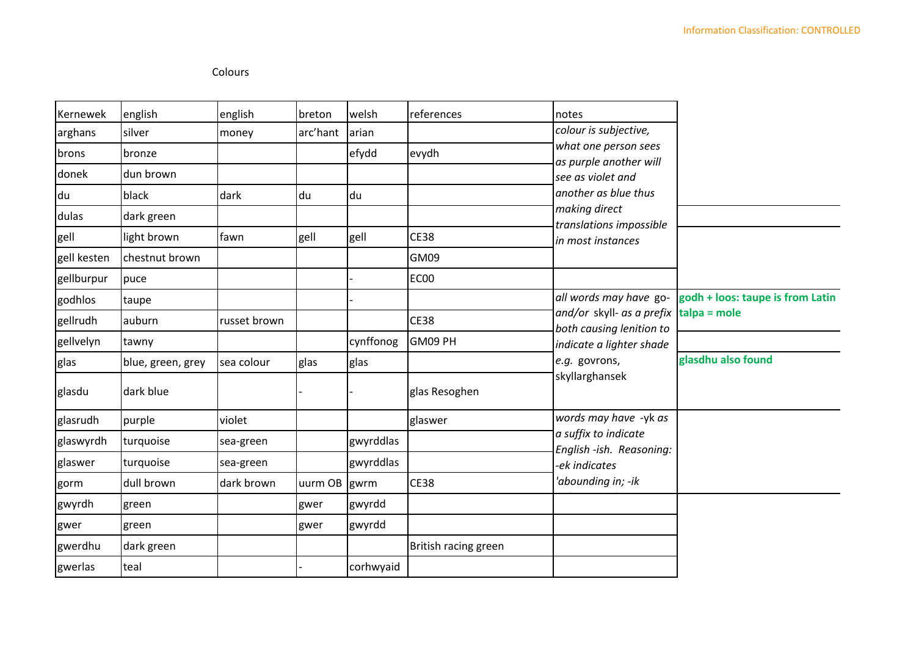Colours

| Kernewek | english | english | breton | welsh | references | notes | |
|---|---|---|---|---|---|---|---|
| arghans | silver | money | arc'hant | arian | | *colour is subjective, what one person sees as purple another will see as violet and another as blue thus making direct translations impossible in most instances* | |
| brons | bronze | | | efydd | evydh | | |
| donek | dun brown | | | | | | |
| du | black | dark | du | du | | | |
| dulas | dark green | | | | | | |
| gell | light brown | fawn | gell | gell | CE38 | | |
| gell kesten | chestnut brown | | | | GM09 | | |
| gellburpur | puce | | | - | EC00 | | |
| godhlos | taupe | | | - | | *all words may have* go- *and/or* skyll- *as a prefix both causing lenition to indicate a lighter shade e.g.* govrons, skyllarghansek | **godh + loos: taupe is from Latin talpa = mole** |
| gellrudh | auburn | russet brown | | | CE38 | | |
| gellvelyn | tawny | | | cynffonog | GM09 PH | | |
| glas | blue, green, grey | sea colour | glas | glas | | | **glasdhu also found** |
| glasdu | dark blue | | - | - | glas Resoghen | | |
| glasrudh | purple | violet | | | glaswer | *words may have -yk as a suffix to indicate English -ish. Reasoning: -ek indicates 'abounding in; -ik* | |
| glaswyrdh | turquoise | sea-green | | gwyrddlas | | | |
| glaswer | turquoise | sea-green | | gwyrddlas | | | |
| gorm | dull brown | dark brown | uurm OB | gwrm | CE38 | | |
| gwyrdh | green | | gwer | gwyrdd | | | |
| gwer | green | | gwer | gwyrdd | | | |
| gwerdhu | dark green | | | | British racing green | | |
| gwerlas | teal | | - | corhwyaid | | | |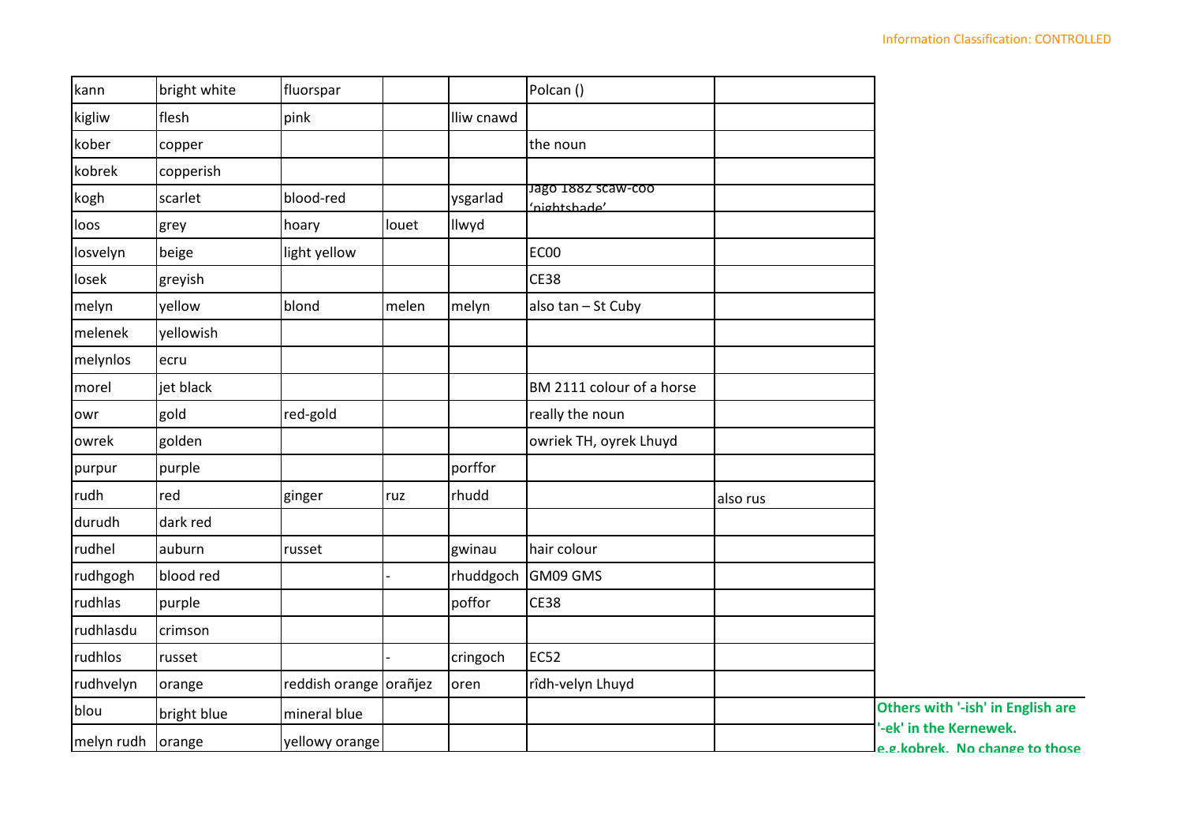| kann | bright white | fluorspar | | | Polcan () | | |
|---|---|---|---|---|---|---|---|
| kigliw | flesh | pink | | lliw cnawd | | | |
| kober | copper | | | | the noun | | |
| kobrek | copperish | | | | | | |
| kogh | scarlet | blood-red | | ysgarlad | Jago 1882 scaw-coo 'nightshade' | | |
| loos | grey | hoary | louet | llwyd | | | |
| losvelyn | beige | light yellow | | | EC00 | | |
| losek | greyish | | | | CE38 | | |
| melyn | yellow | blond | melen | melyn | also tan – St Cuby | | |
| melenek | yellowish | | | | | | |
| melynlos | ecru | | | | | | |
| morel | jet black | | | | BM 2111 colour of a horse | | |
| owr | gold | red-gold | | | really the noun | | |
| owrek | golden | | | | owriek TH, oyrek Lhuyd | | |
| purpur | purple | | | porffor | | | |
| rudh | red | ginger | ruz | rhudd | | also rus | |
| durudh | dark red | | | | | | |
| rudhel | auburn | russet | | gwinau | hair colour | | |
| rudhgogh | blood red | | - | rhuddgoch | GM09 GMS | | |
| rudhlas | purple | | | poffor | CE38 | | |
| rudhlasdu | crimson | | | | | | |
| rudhlos | russet | | - | cringoch | EC52 | | |
| rudhvelyn | orange | reddish orange | orañjez | oren | rîdh-velyn Lhuyd | | |
| blou | bright blue | mineral blue | | | | | **Others with '-ish' in English are '-ek' in the Kernewek. e.g.kobrek. No change to those** |
| melyn rudh | orange | yellowy orange | | | | | |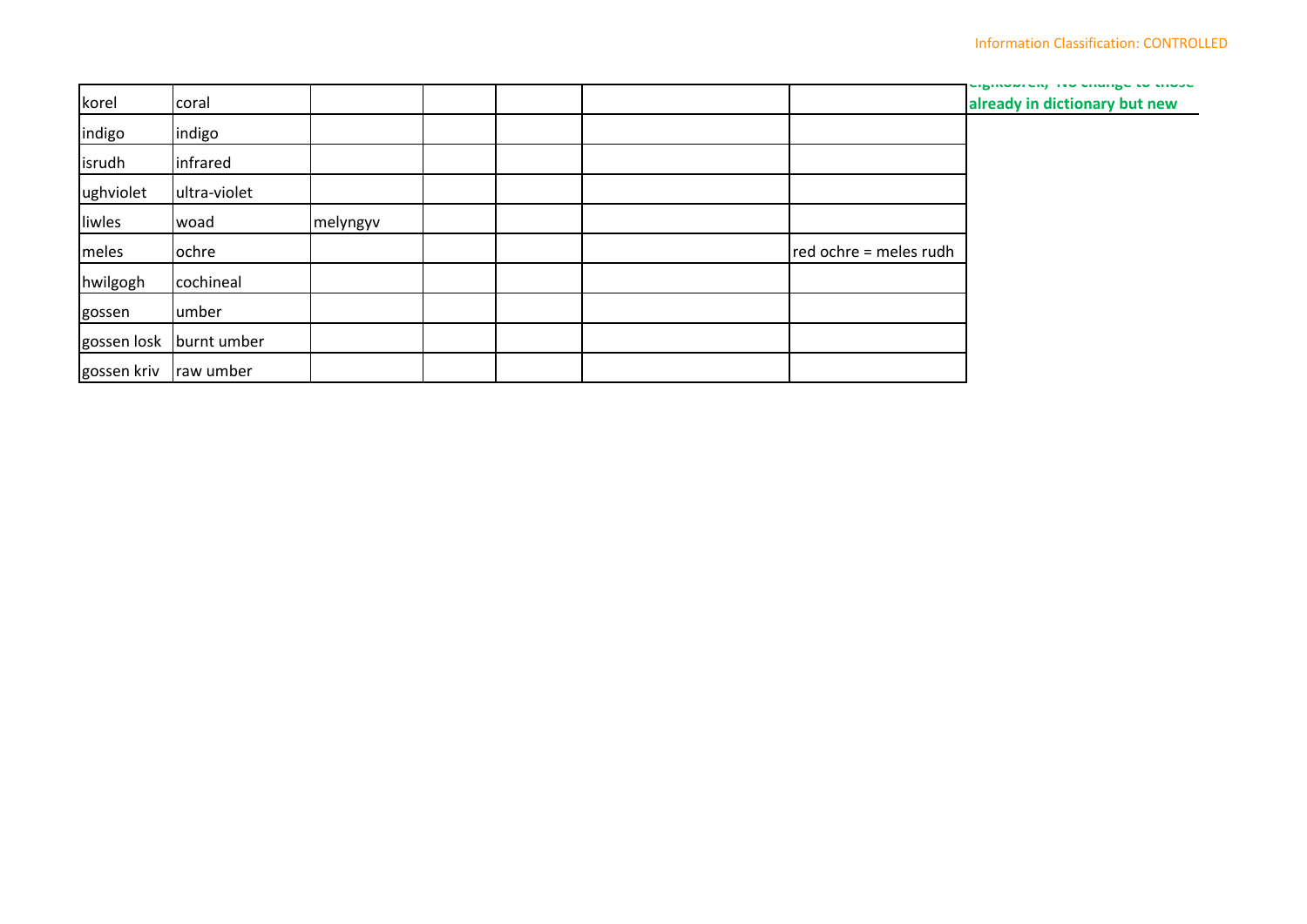| | | | | | | | |
|---|---|---|---|---|---|---|---|
| korel | coral | | | | | | **already in dictionary but new** |
| indigo | indigo | | | | | | |
| isrudh | infrared | | | | | | |
| ughviolet | ultra-violet | | | | | | |
| liwles | woad | melyngyv | | | | | |
| meles | ochre | | | | | red ochre = meles rudh | |
| hwilgogh | cochineal | | | | | | |
| gossen | umber | | | | | | |
| gossen losk | burnt umber | | | | | | |
| gossen kriv | raw umber | | | | | | |